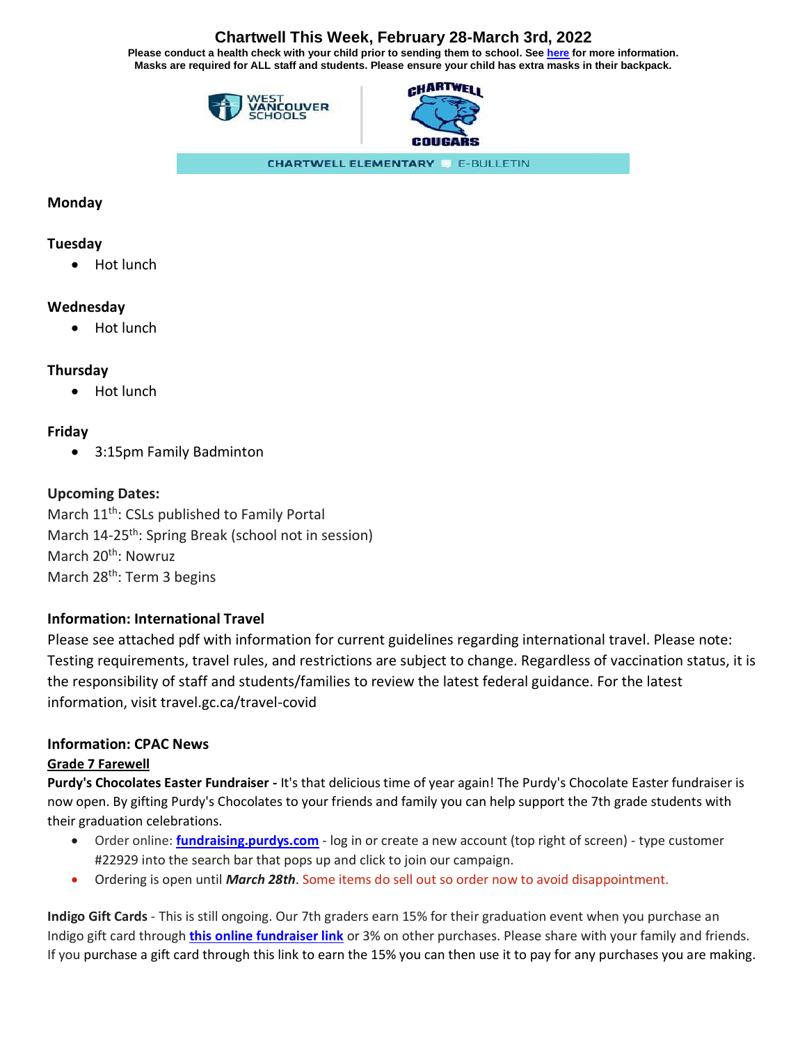# Chartwell This Week, February 28-March 3rd, 2022

**Please conduct a health check with your child prior to sending them to school. See [here](#) for more information.**
**Masks are required for ALL staff and students. Please ensure your child has extra masks in their backpack.**

CHARTWELL ELEMENTARY E-BULLETIN

**Monday**

**Tuesday**

- Hot lunch

**Wednesday**

- Hot lunch

**Thursday**

- Hot lunch

**Friday**

- 3:15pm Family Badminton

**Upcoming Dates:**

March 11th: CSLs published to Family Portal
March 14-25th: Spring Break (school not in session)
March 20th: Nowruz
March 28th: Term 3 begins

**Information: International Travel**

Please see attached pdf with information for current guidelines regarding international travel. Please note: Testing requirements, travel rules, and restrictions are subject to change. Regardless of vaccination status, it is the responsibility of staff and students/families to review the latest federal guidance. For the latest information, visit travel.gc.ca/travel-covid

**Information: CPAC News**

**Grade 7 Farewell**

**Purdy's Chocolates Easter Fundraiser -** It's that delicious time of year again! The Purdy's Chocolate Easter fundraiser is now open. By gifting Purdy's Chocolates to your friends and family you can help support the 7th grade students with their graduation celebrations.

- Order online: **fundraising.purdys.com** - log in or create a new account (top right of screen) - type customer #22929 into the search bar that pops up and click to join our campaign.
- Ordering is open until ***March 28th***. Some items do sell out so order now to avoid disappointment.

**Indigo Gift Cards** - This is still ongoing. Our 7th graders earn 15% for their graduation event when you purchase an Indigo gift card through **this online fundraiser link** or 3% on other purchases. Please share with your family and friends. If you purchase a gift card through this link to earn the 15% you can then use it to pay for any purchases you are making.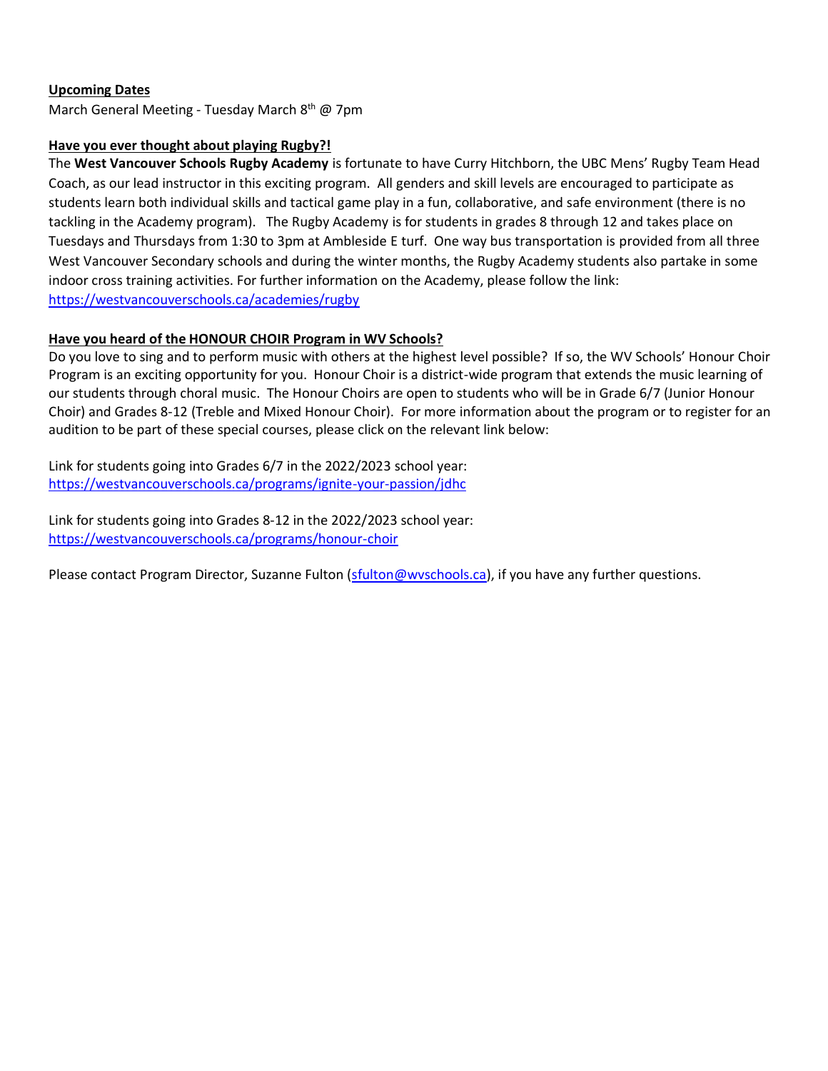**Upcoming Dates**

March General Meeting - Tuesday March 8th @ 7pm

**Have you ever thought about playing Rugby?!**

The **West Vancouver Schools Rugby Academy** is fortunate to have Curry Hitchborn, the UBC Mens' Rugby Team Head Coach, as our lead instructor in this exciting program. All genders and skill levels are encouraged to participate as students learn both individual skills and tactical game play in a fun, collaborative, and safe environment (there is no tackling in the Academy program). The Rugby Academy is for students in grades 8 through 12 and takes place on Tuesdays and Thursdays from 1:30 to 3pm at Ambleside E turf. One way bus transportation is provided from all three West Vancouver Secondary schools and during the winter months, the Rugby Academy students also partake in some indoor cross training activities. For further information on the Academy, please follow the link: https://westvancouverschools.ca/academies/rugby

**Have you heard of the HONOUR CHOIR Program in WV Schools?**

Do you love to sing and to perform music with others at the highest level possible? If so, the WV Schools' Honour Choir Program is an exciting opportunity for you. Honour Choir is a district-wide program that extends the music learning of our students through choral music. The Honour Choirs are open to students who will be in Grade 6/7 (Junior Honour Choir) and Grades 8-12 (Treble and Mixed Honour Choir). For more information about the program or to register for an audition to be part of these special courses, please click on the relevant link below:

Link for students going into Grades 6/7 in the 2022/2023 school year:
https://westvancouverschools.ca/programs/ignite-your-passion/jdhc

Link for students going into Grades 8-12 in the 2022/2023 school year:
https://westvancouverschools.ca/programs/honour-choir

Please contact Program Director, Suzanne Fulton (sfulton@wvschools.ca), if you have any further questions.